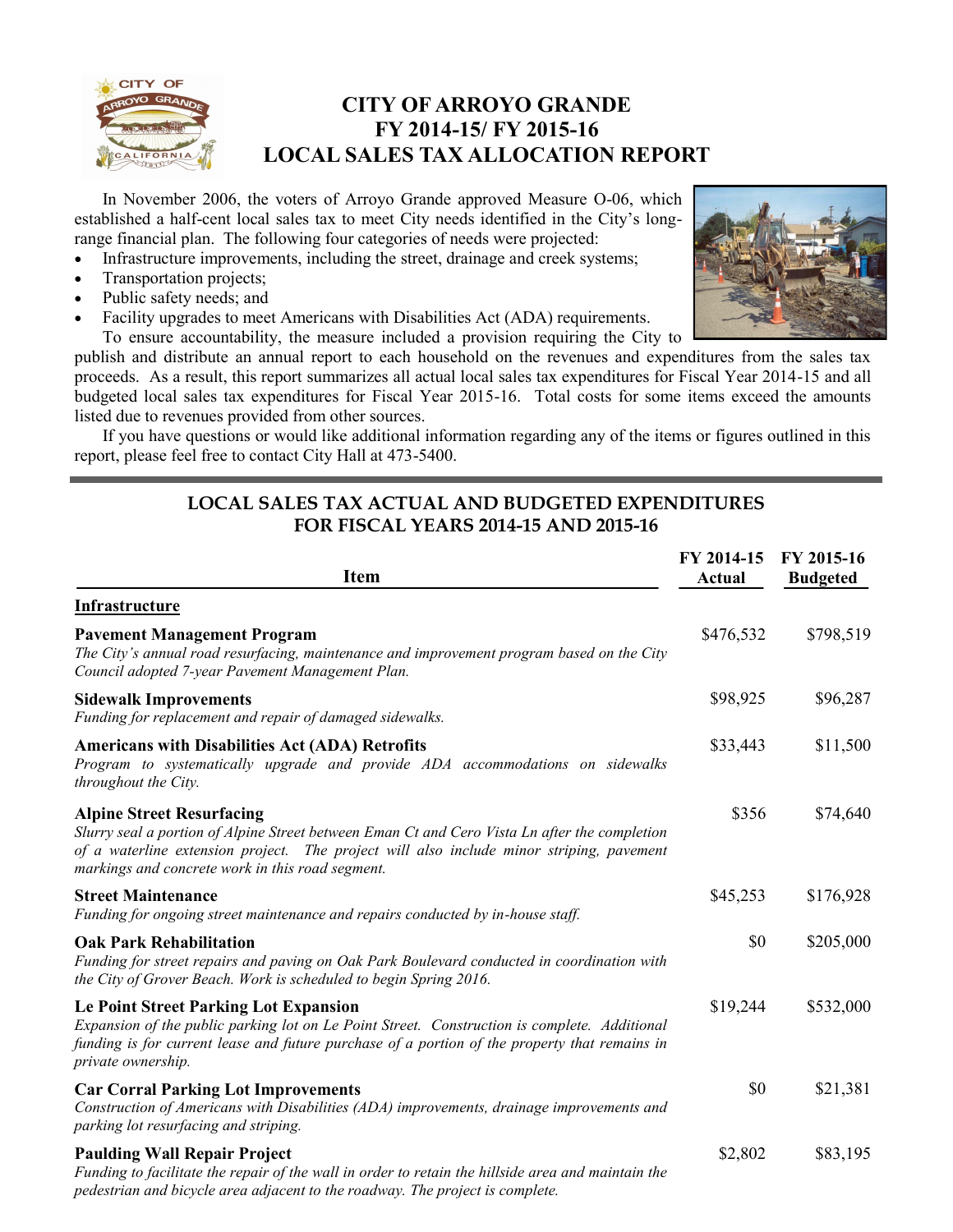# CITY OF ARROYO GRANDE
# FY 2014-15/ FY 2015-16
# LOCAL SALES TAX ALLOCATION REPORT

In November 2006, the voters of Arroyo Grande approved Measure O-06, which established a half-cent local sales tax to meet City needs identified in the City's long-range financial plan. The following four categories of needs were projected:

- Infrastructure improvements, including the street, drainage and creek systems;
- Transportation projects;
- Public safety needs; and
- Facility upgrades to meet Americans with Disabilities Act (ADA) requirements.

To ensure accountability, the measure included a provision requiring the City to publish and distribute an annual report to each household on the revenues and expenditures from the sales tax proceeds. As a result, this report summarizes all actual local sales tax expenditures for Fiscal Year 2014-15 and all budgeted local sales tax expenditures for Fiscal Year 2015-16. Total costs for some items exceed the amounts listed due to revenues provided from other sources.

If you have questions or would like additional information regarding any of the items or figures outlined in this report, please feel free to contact City Hall at 473-5400.

## LOCAL SALES TAX ACTUAL AND BUDGETED EXPENDITURES FOR FISCAL YEARS 2014-15 AND 2015-16

| Item | FY 2014-15 Actual | FY 2015-16 Budgeted |
|---|---|---|
| **Infrastructure** | | |
| **Pavement Management Program**<br>*The City's annual road resurfacing, maintenance and improvement program based on the City Council adopted 7-year Pavement Management Plan.* | \$476,532 | \$798,519 |
| **Sidewalk Improvements**<br>*Funding for replacement and repair of damaged sidewalks.* | \$98,925 | \$96,287 |
| **Americans with Disabilities Act (ADA) Retrofits**<br>*Program to systematically upgrade and provide ADA accommodations on sidewalks throughout the City.* | \$33,443 | \$11,500 |
| **Alpine Street Resurfacing**<br>*Slurry seal a portion of Alpine Street between Eman Ct and Cero Vista Ln after the completion of a waterline extension project. The project will also include minor striping, pavement markings and concrete work in this road segment.* | \$356 | \$74,640 |
| **Street Maintenance**<br>*Funding for ongoing street maintenance and repairs conducted by in-house staff.* | \$45,253 | \$176,928 |
| **Oak Park Rehabilitation**<br>*Funding for street repairs and paving on Oak Park Boulevard conducted in coordination with the City of Grover Beach. Work is scheduled to begin Spring 2016.* | \$0 | \$205,000 |
| **Le Point Street Parking Lot Expansion**<br>*Expansion of the public parking lot on Le Point Street. Construction is complete. Additional funding is for current lease and future purchase of a portion of the property that remains in private ownership.* | \$19,244 | \$532,000 |
| **Car Corral Parking Lot Improvements**<br>*Construction of Americans with Disabilities (ADA) improvements, drainage improvements and parking lot resurfacing and striping.* | \$0 | \$21,381 |
| **Paulding Wall Repair Project**<br>*Funding to facilitate the repair of the wall in order to retain the hillside area and maintain the pedestrian and bicycle area adjacent to the roadway. The project is complete.* | \$2,802 | \$83,195 |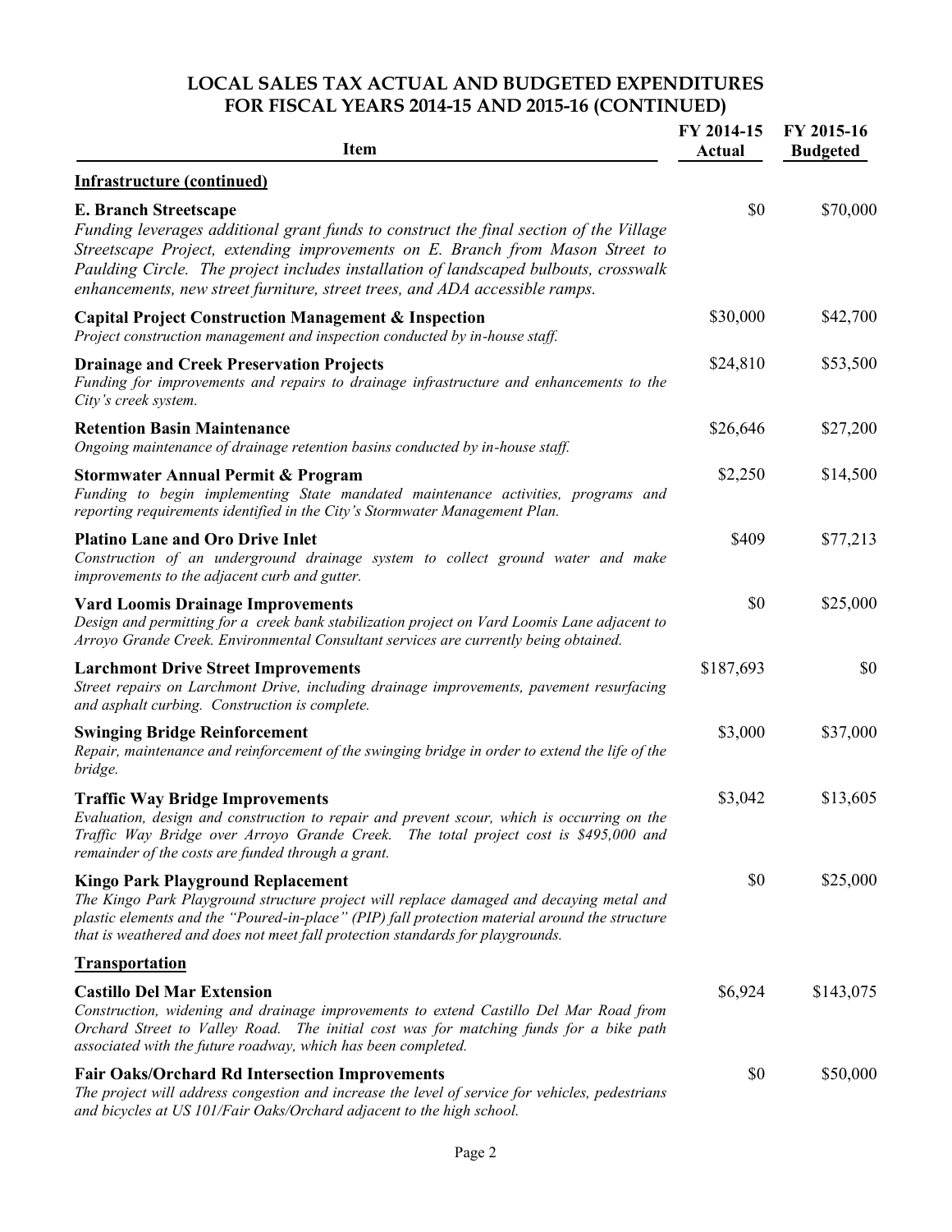## LOCAL SALES TAX ACTUAL AND BUDGETED EXPENDITURES FOR FISCAL YEARS 2014-15 AND 2015-16 (CONTINUED)

| Item | FY 2014-15 Actual | FY 2015-16 Budgeted |
|---|---|---|
| **Infrastructure (continued)** | | |
| **E. Branch Streetscape**<br>*Funding leverages additional grant funds to construct the final section of the Village Streetscape Project, extending improvements on E. Branch from Mason Street to Paulding Circle. The project includes installation of landscaped bulbouts, crosswalk enhancements, new street furniture, street trees, and ADA accessible ramps.* | $0 | $70,000 |
| **Capital Project Construction Management & Inspection**<br>*Project construction management and inspection conducted by in-house staff.* | $30,000 | $42,700 |
| **Drainage and Creek Preservation Projects**<br>*Funding for improvements and repairs to drainage infrastructure and enhancements to the City's creek system.* | $24,810 | $53,500 |
| **Retention Basin Maintenance**<br>*Ongoing maintenance of drainage retention basins conducted by in-house staff.* | $26,646 | $27,200 |
| **Stormwater Annual Permit & Program**<br>*Funding to begin implementing State mandated maintenance activities, programs and reporting requirements identified in the City's Stormwater Management Plan.* | $2,250 | $14,500 |
| **Platino Lane and Oro Drive Inlet**<br>*Construction of an underground drainage system to collect ground water and make improvements to the adjacent curb and gutter.* | $409 | $77,213 |
| **Vard Loomis Drainage Improvements**<br>*Design and permitting for a creek bank stabilization project on Vard Loomis Lane adjacent to Arroyo Grande Creek. Environmental Consultant services are currently being obtained.* | $0 | $25,000 |
| **Larchmont Drive Street Improvements**<br>*Street repairs on Larchmont Drive, including drainage improvements, pavement resurfacing and asphalt curbing. Construction is complete.* | $187,693 | $0 |
| **Swinging Bridge Reinforcement**<br>*Repair, maintenance and reinforcement of the swinging bridge in order to extend the life of the bridge.* | $3,000 | $37,000 |
| **Traffic Way Bridge Improvements**<br>*Evaluation, design and construction to repair and prevent scour, which is occurring on the Traffic Way Bridge over Arroyo Grande Creek. The total project cost is $495,000 and remainder of the costs are funded through a grant.* | $3,042 | $13,605 |
| **Kingo Park Playground Replacement**<br>*The Kingo Park Playground structure project will replace damaged and decaying metal and plastic elements and the "Poured-in-place" (PIP) fall protection material around the structure that is weathered and does not meet fall protection standards for playgrounds.* | $0 | $25,000 |
| **Transportation** | | |
| **Castillo Del Mar Extension**<br>*Construction, widening and drainage improvements to extend Castillo Del Mar Road from Orchard Street to Valley Road. The initial cost was for matching funds for a bike path associated with the future roadway, which has been completed.* | $6,924 | $143,075 |
| **Fair Oaks/Orchard Rd Intersection Improvements**<br>*The project will address congestion and increase the level of service for vehicles, pedestrians and bicycles at US 101/Fair Oaks/Orchard adjacent to the high school.* | $0 | $50,000 |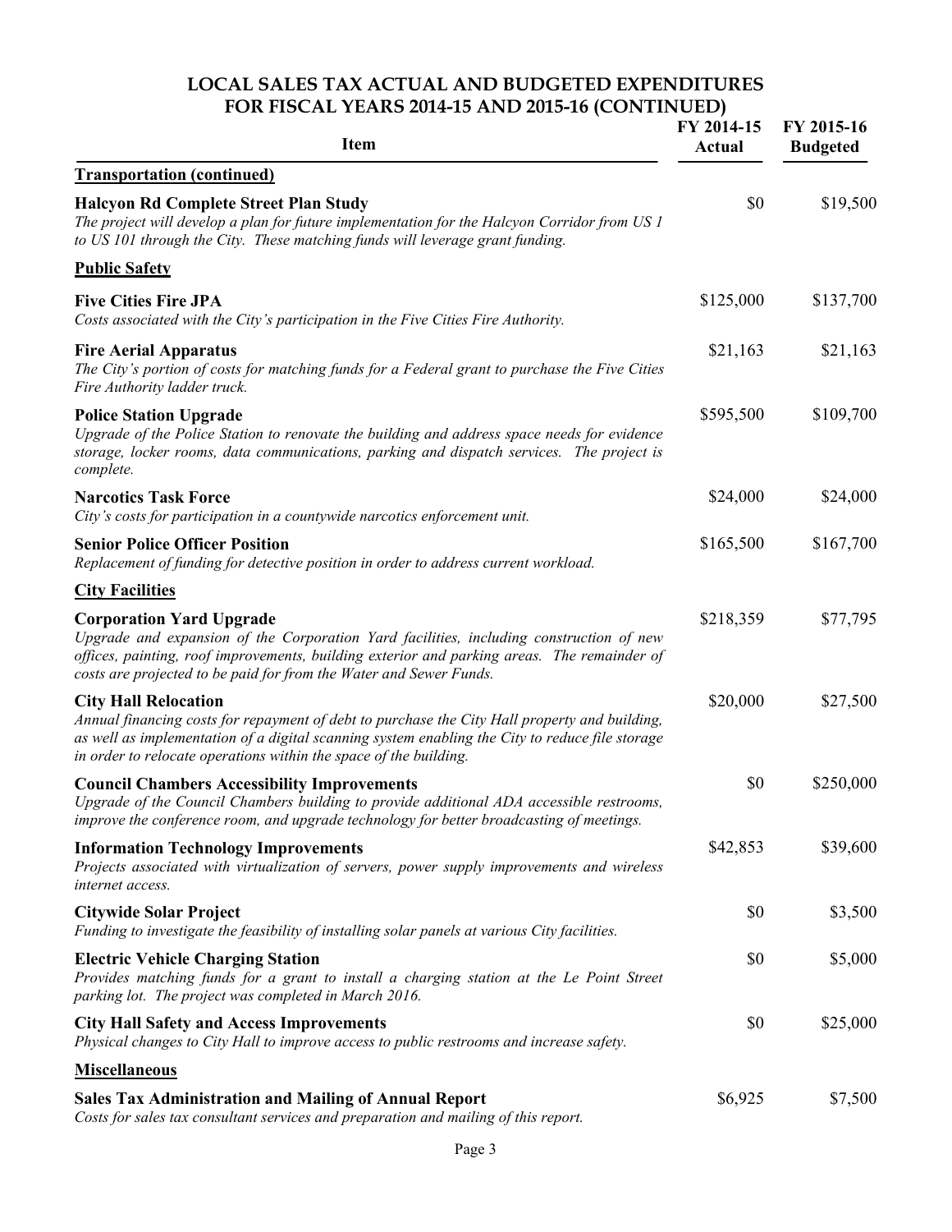# LOCAL SALES TAX ACTUAL AND BUDGETED EXPENDITURES FOR FISCAL YEARS 2014-15 AND 2015-16 (CONTINUED)

| Item | FY 2014-15 Actual | FY 2015-16 Budgeted |
|---|---|---|
| **Transportation (continued)** | | |
| **Halcyon Rd Complete Street Plan Study**<br>*The project will develop a plan for future implementation for the Halcyon Corridor from US 1 to US 101 through the City. These matching funds will leverage grant funding.* | $0 | $19,500 |
| **Public Safety** | | |
| **Five Cities Fire JPA**<br>*Costs associated with the City's participation in the Five Cities Fire Authority.* | $125,000 | $137,700 |
| **Fire Aerial Apparatus**<br>*The City's portion of costs for matching funds for a Federal grant to purchase the Five Cities Fire Authority ladder truck.* | $21,163 | $21,163 |
| **Police Station Upgrade**<br>*Upgrade of the Police Station to renovate the building and address space needs for evidence storage, locker rooms, data communications, parking and dispatch services. The project is complete.* | $595,500 | $109,700 |
| **Narcotics Task Force**<br>*City's costs for participation in a countywide narcotics enforcement unit.* | $24,000 | $24,000 |
| **Senior Police Officer Position**<br>*Replacement of funding for detective position in order to address current workload.* | $165,500 | $167,700 |
| **City Facilities** | | |
| **Corporation Yard Upgrade**<br>*Upgrade and expansion of the Corporation Yard facilities, including construction of new offices, painting, roof improvements, building exterior and parking areas. The remainder of costs are projected to be paid for from the Water and Sewer Funds.* | $218,359 | $77,795 |
| **City Hall Relocation**<br>*Annual financing costs for repayment of debt to purchase the City Hall property and building, as well as implementation of a digital scanning system enabling the City to reduce file storage in order to relocate operations within the space of the building.* | $20,000 | $27,500 |
| **Council Chambers Accessibility Improvements**<br>*Upgrade of the Council Chambers building to provide additional ADA accessible restrooms, improve the conference room, and upgrade technology for better broadcasting of meetings.* | $0 | $250,000 |
| **Information Technology Improvements**<br>*Projects associated with virtualization of servers, power supply improvements and wireless internet access.* | $42,853 | $39,600 |
| **Citywide Solar Project**<br>*Funding to investigate the feasibility of installing solar panels at various City facilities.* | $0 | $3,500 |
| **Electric Vehicle Charging Station**<br>*Provides matching funds for a grant to install a charging station at the Le Point Street parking lot. The project was completed in March 2016.* | $0 | $5,000 |
| **City Hall Safety and Access Improvements**<br>*Physical changes to City Hall to improve access to public restrooms and increase safety.* | $0 | $25,000 |
| **Miscellaneous** | | |
| **Sales Tax Administration and Mailing of Annual Report**<br>*Costs for sales tax consultant services and preparation and mailing of this report.* | $6,925 | $7,500 |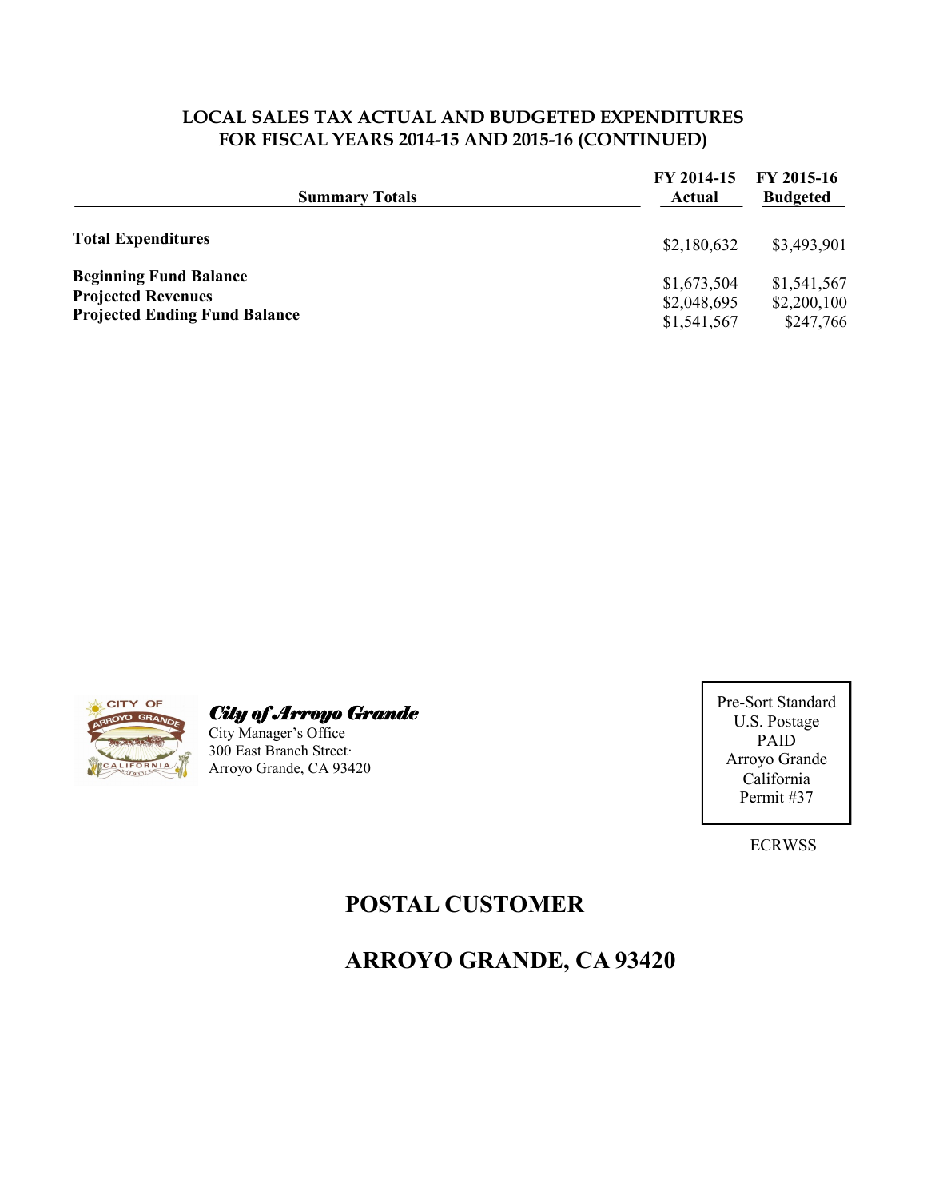## LOCAL SALES TAX ACTUAL AND BUDGETED EXPENDITURES FOR FISCAL YEARS 2014-15 AND 2015-16 (CONTINUED)

| Summary Totals | FY 2014-15 Actual | FY 2015-16 Budgeted |
|---|---|---|
| **Total Expenditures** | $2,180,632 | $3,493,901 |
| **Beginning Fund Balance** | $1,673,504 | $1,541,567 |
| **Projected Revenues** | $2,048,695 | $2,200,100 |
| **Projected Ending Fund Balance** | $1,541,567 | $247,766 |

***City of Arroyo Grande***
City Manager's Office
300 East Branch Street·
Arroyo Grande, CA 93420

Pre-Sort Standard
U.S. Postage
PAID
Arroyo Grande
California
Permit #37

ECRWSS

**POSTAL CUSTOMER**

**ARROYO GRANDE, CA 93420**